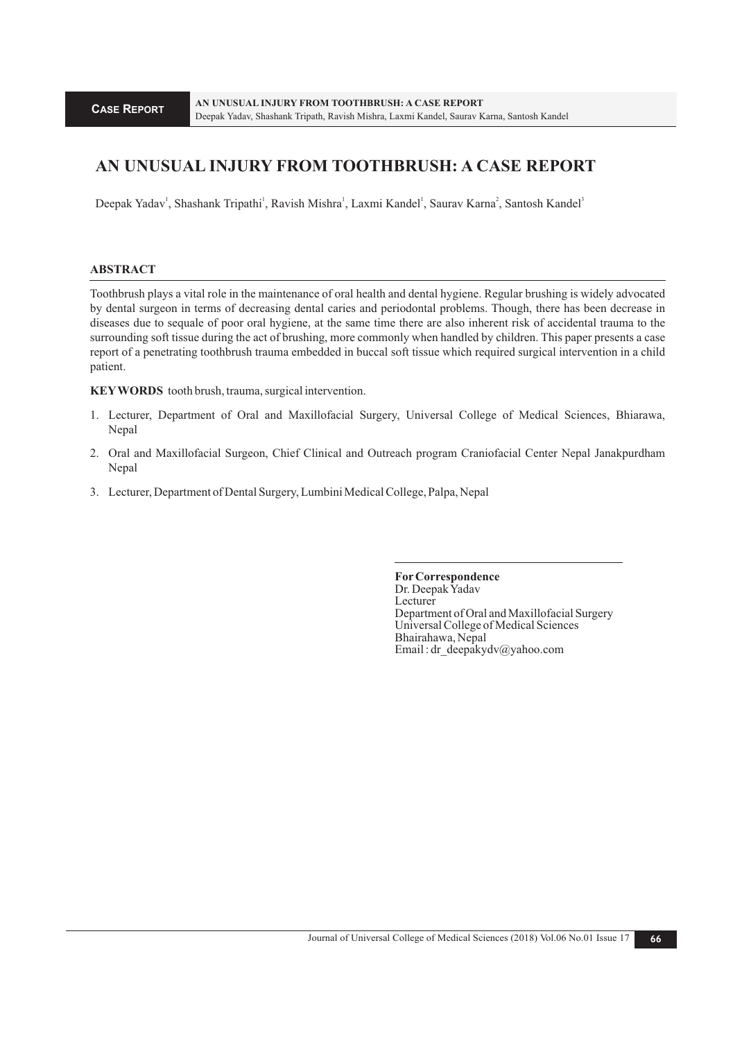# AN UNUSUAL INJURY FROM TOOTHBRUSH: A CASE REPORT

Deepak Yadav[1], Shashank Tripathi[1], Ravish Mishra[1], Laxmi Kandel[1], Saurav Karna[2], Santosh Kandel[3]

## ABSTRACT

Toothbrush plays a vital role in the maintenance of oral health and dental hygiene. Regular brushing is widely advocated by dental surgeon in terms of decreasing dental caries and periodontal problems. Though, there has been decrease in diseases due to sequale of poor oral hygiene, at the same time there are also inherent risk of accidental trauma to the surrounding soft tissue during the act of brushing, more commonly when handled by children. This paper presents a case report of a penetrating toothbrush trauma embedded in buccal soft tissue which required surgical intervention in a child patient.

**KEYWORDS** tooth brush, trauma, surgical intervention.

1. Lecturer, Department of Oral and Maxillofacial Surgery, Universal College of Medical Sciences, Bhiarawa, Nepal
2. Oral and Maxillofacial Surgeon, Chief Clinical and Outreach program Craniofacial Center Nepal Janakpurdham Nepal
3. Lecturer, Department of Dental Surgery, Lumbini Medical College, Palpa, Nepal

**For Correspondence**
Dr. Deepak Yadav
Lecturer
Department of Oral and Maxillofacial Surgery
Universal College of Medical Sciences
Bhairahawa, Nepal
Email : dr_deepakydv@yahoo.com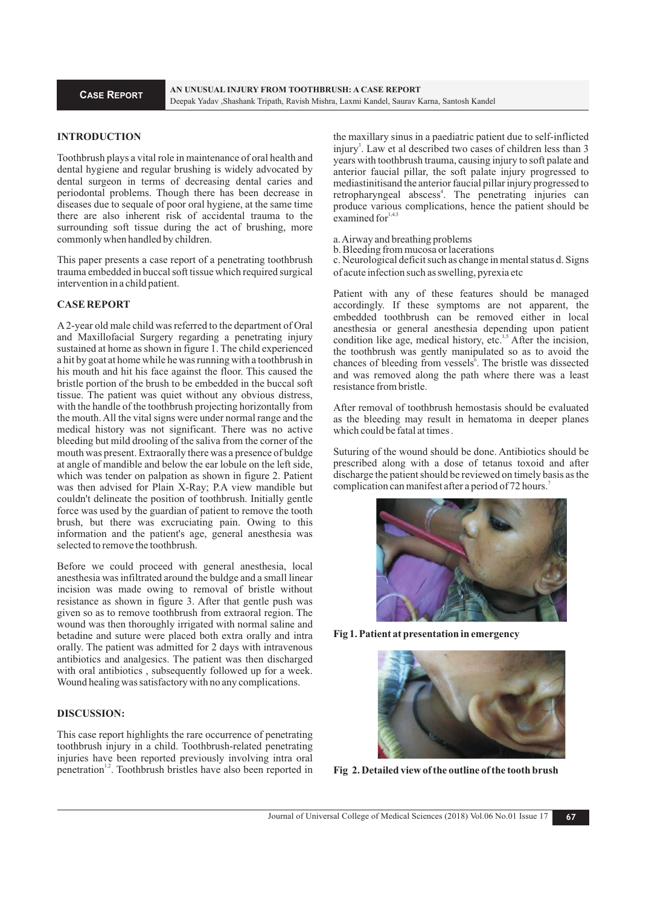**Case Report**

**AN UNUSUAL INJURY FROM TOOTHBRUSH: A CASE REPORT**

Deepak Yadav ,Shashank Tripath, Ravish Mishra, Laxmi Kandel, Saurav Karna, Santosh Kandel

## INTRODUCTION

Toothbrush plays a vital role in maintenance of oral health and dental hygiene and regular brushing is widely advocated by dental surgeon in terms of decreasing dental caries and periodontal problems. Though there has been decrease in diseases due to sequale of poor oral hygiene, at the same time there are also inherent risk of accidental trauma to the surrounding soft tissue during the act of brushing, more commonly when handled by children.

This paper presents a case report of a penetrating toothbrush trauma embedded in buccal soft tissue which required surgical intervention in a child patient.

## CASE REPORT

A 2-year old male child was referred to the department of Oral and Maxillofacial Surgery regarding a penetrating injury sustained at home as shown in figure 1. The child experienced a hit by goat at home while he was running with a toothbrush in his mouth and hit his face against the floor. This caused the bristle portion of the brush to be embedded in the buccal soft tissue. The patient was quiet without any obvious distress, with the handle of the toothbrush projecting horizontally from the mouth. All the vital signs were under normal range and the medical history was not significant. There was no active bleeding but mild drooling of the saliva from the corner of the mouth was present. Extraorally there was a presence of buldge at angle of mandible and below the ear lobule on the left side, which was tender on palpation as shown in figure 2. Patient was then advised for Plain X-Ray; P.A view mandible but couldn't delineate the position of toothbrush. Initially gentle force was used by the guardian of patient to remove the tooth brush, but there was excruciating pain. Owing to this information and the patient's age, general anesthesia was selected to remove the toothbrush.

Before we could proceed with general anesthesia, local anesthesia was infiltrated around the buldge and a small linear incision was made owing to removal of bristle without resistance as shown in figure 3. After that gentle push was given so as to remove toothbrush from extraoral region. The wound was then thoroughly irrigated with normal saline and betadine and suture were placed both extra orally and intra orally. The patient was admitted for 2 days with intravenous antibiotics and analgesics. The patient was then discharged with oral antibiotics , subsequently followed up for a week. Wound healing was satisfactory with no any complications.

## DISCUSSION:

This case report highlights the rare occurrence of penetrating toothbrush injury in a child. Toothbrush-related penetrating injuries have been reported previously involving intra oral penetration[1,2]. Toothbrush bristles have also been reported in the maxillary sinus in a paediatric patient due to self-inflicted injury[3]. Law et al described two cases of children less than 3 years with toothbrush trauma, causing injury to soft palate and anterior faucial pillar, the soft palate injury progressed to mediastinitisand the anterior faucial pillar injury progressed to retropharyngeal abscess[4]. The penetrating injuries can produce various complications, hence the patient should be examined for[1,4,5]

a. Airway and breathing problems
b. Bleeding from mucosa or lacerations
c. Neurological deficit such as change in mental status d. Signs of acute infection such as swelling, pyrexia etc

Patient with any of these features should be managed accordingly. If these symptoms are not apparent, the embedded toothbrush can be removed either in local anesthesia or general anesthesia depending upon patient condition like age, medical history, etc.[1,5] After the incision, the toothbrush was gently manipulated so as to avoid the chances of bleeding from vessels[6]. The bristle was dissected and was removed along the path where there was a least resistance from bristle.

After removal of toothbrush hemostasis should be evaluated as the bleeding may result in hematoma in deeper planes which could be fatal at times .

Suturing of the wound should be done. Antibiotics should be prescribed along with a dose of tetanus toxoid and after discharge the patient should be reviewed on timely basis as the complication can manifest after a period of 72 hours.[7]

**Fig 1. Patient at presentation in emergency**

**Fig 2. Detailed view of the outline of the tooth brush**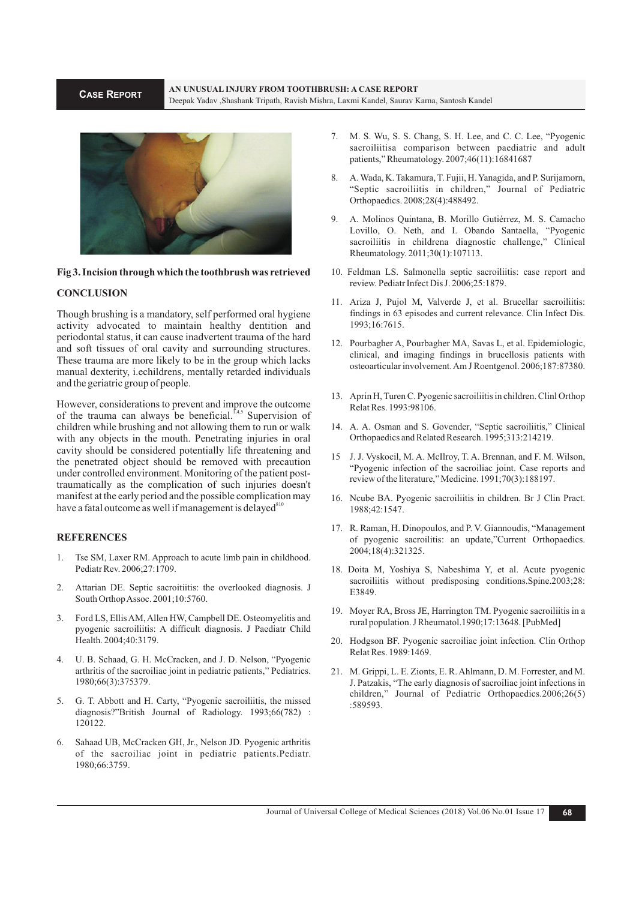Fig 3. Incision through which the toothbrush was retrieved

## CONCLUSION

Though brushing is a mandatory, self performed oral hygiene activity advocated to maintain healthy dentition and periodontal status, it can cause inadvertent trauma of the hard and soft tissues of oral cavity and surrounding structures. These trauma are more likely to be in the group which lacks manual dexterity, i.echildrens, mentally retarded individuals and the geriatric group of people.

However, considerations to prevent and improve the outcome of the trauma can always be beneficial.[1,4,5] Supervision of children while brushing and not allowing them to run or walk with any objects in the mouth. Penetrating injuries in oral cavity should be considered potentially life threatening and the penetrated object should be removed with precaution under controlled environment. Monitoring of the patient post-traumatically as the complication of such injuries doesn't manifest at the early period and the possible complication may have a fatal outcome as well if management is delayed[8,10]

## REFERENCES

1. Tse SM, Laxer RM. Approach to acute limb pain in childhood. Pediatr Rev. 2006;27:1709.
2. Attarian DE. Septic sacroitiitis: the overlooked diagnosis. J South Orthop Assoc. 2001;10:5760.
3. Ford LS, Ellis AM, Allen HW, Campbell DE. Osteomyelitis and pyogenic sacroiliitis: A difficult diagnosis. J Paediatr Child Health. 2004;40:3179.
4. U. B. Schaad, G. H. McCracken, and J. D. Nelson, "Pyogenic arthritis of the sacroiliac joint in pediatric patients," Pediatrics. 1980;66(3):375379.
5. G. T. Abbott and H. Carty, "Pyogenic sacroiliitis, the missed diagnosis?"British Journal of Radiology. 1993;66(782) : 120122.
6. Sahaad UB, McCracken GH, Jr., Nelson JD. Pyogenic arthritis of the sacroiliac joint in pediatric patients.Pediatr. 1980;66:3759.
7. M. S. Wu, S. S. Chang, S. H. Lee, and C. C. Lee, "Pyogenic sacroiliitisa comparison between paediatric and adult patients," Rheumatology. 2007;46(11):16841687
8. A. Wada, K. Takamura, T. Fujii, H. Yanagida, and P. Surijamorn, "Septic sacroiliitis in children," Journal of Pediatric Orthopaedics. 2008;28(4):488492.
9. A. Molinos Quintana, B. Morillo Gutiérrez, M. S. Camacho Lovillo, O. Neth, and I. Obando Santaella, "Pyogenic sacroiliitis in childrena diagnostic challenge," Clinical Rheumatology. 2011;30(1):107113.
10. Feldman LS. Salmonella septic sacroiliitis: case report and review. Pediatr Infect Dis J. 2006;25:1879.
11. Ariza J, Pujol M, Valverde J, et al. Brucellar sacroiliitis: findings in 63 episodes and current relevance. Clin Infect Dis. 1993;16:7615.
12. Pourbagher A, Pourbagher MA, Savas L, et al. Epidemiologic, clinical, and imaging findings in brucellosis patients with osteoarticular involvement. Am J Roentgenol. 2006;187:87380.
13. Aprin H, Turen C. Pyogenic sacroiliitis in children. Clinl Orthop Relat Res. 1993:98106.
14. A. A. Osman and S. Govender, "Septic sacroiliitis," Clinical Orthopaedics and Related Research. 1995;313:214219.
15. J. J. Vyskocil, M. A. McIlroy, T. A. Brennan, and F. M. Wilson, "Pyogenic infection of the sacroiliac joint. Case reports and review of the literature," Medicine. 1991;70(3):188197.
16. Ncube BA. Pyogenic sacroiliitis in children. Br J Clin Pract. 1988;42:1547.
17. R. Raman, H. Dinopoulos, and P. V. Giannoudis, "Management of pyogenic sacroilitis: an update,"Current Orthopaedics. 2004;18(4):321325.
18. Doita M, Yoshiya S, Nabeshima Y, et al. Acute pyogenic sacroiliitis without predisposing conditions.Spine.2003;28: E3849.
19. Moyer RA, Bross JE, Harrington TM. Pyogenic sacroiliitis in a rural population. J Rheumatol.1990;17:13648. [PubMed]
20. Hodgson BF. Pyogenic sacroiliac joint infection. Clin Orthop Relat Res. 1989:1469.
21. M. Grippi, L. E. Zionts, E. R. Ahlmann, D. M. Forrester, and M. J. Patzakis, "The early diagnosis of sacroiliac joint infections in children," Journal of Pediatric Orthopaedics.2006;26(5) :589593.